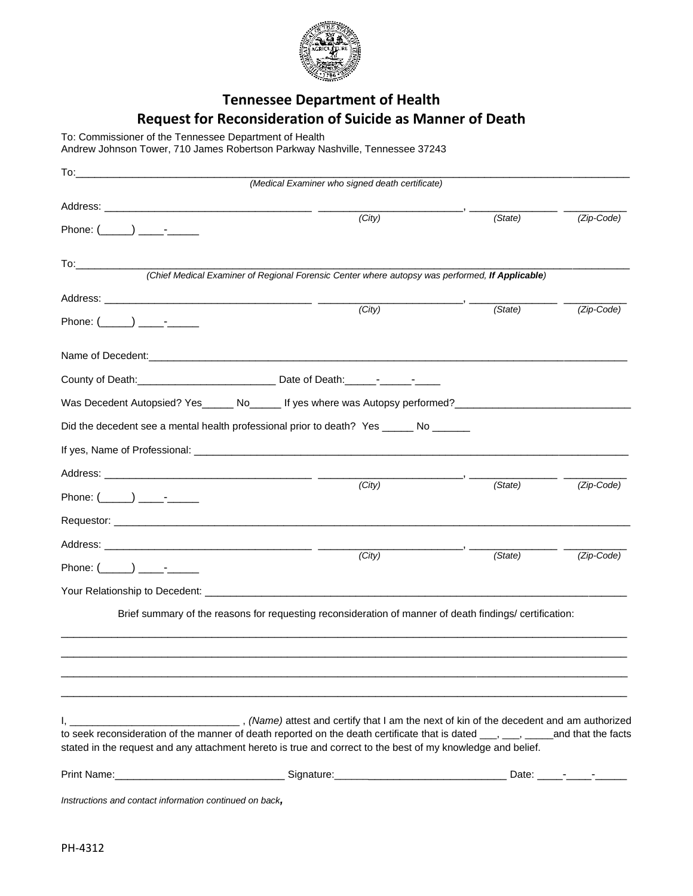# Tennessee Department of Health

## Request for Reconsideration of Suicide as Manner of Death

To: Commissioner of the Tennessee Department of Health
Andrew Johnson Tower, 710 James Robertson Parkway Nashville, Tennessee 37243

To:_______________________________________________________________________________________
*(Medical Examiner who signed death certificate)*

Address: ___________________________________ ________________________, _______________ ___________
*(City)* *(State)* *(Zip-Code)*

Phone: (_____) ____-_____

To:_______________________________________________________________________________________
*(Chief Medical Examiner of Regional Forensic Center where autopsy was performed, **If Applicable**)*

Address: ___________________________________ ________________________, _______________ ___________
*(City)* *(State)* *(Zip-Code)*

Phone: (_____) ____-_____

Name of Decedent:__________________________________________________________________________

County of Death:_______________________ Date of Death:_____-_____-____

Was Decedent Autopsied? Yes_____ No_____ If yes where was Autopsy performed?_____________________________

Did the decedent see a mental health professional prior to death? Yes _____ No ______

If yes, Name of Professional: __________________________________________________________________

Address: ___________________________________ ________________________, _______________ ___________
*(City)* *(State)* *(Zip-Code)*

Phone: (_____) ____-_____

Requestor: _________________________________________________________________________________

Address: ___________________________________ ________________________, _______________ ___________
*(City)* *(State)* *(Zip-Code)*

Phone: (_____) ____-_____

Your Relationship to Decedent: _________________________________________________________________

Brief summary of the reasons for requesting reconsideration of manner of death findings/ certification:

_____________________________________________________________________________________________

_____________________________________________________________________________________________

_____________________________________________________________________________________________

_____________________________________________________________________________________________

I, _____________________________ , *(Name)* attest and certify that I am the next of kin of the decedent and am authorized to seek reconsideration of the manner of death reported on the death certificate that is dated ___, ___, _____and that the facts stated in the request and any attachment hereto is true and correct to the best of my knowledge and belief.

Print Name:_____________________________ Signature:_____________________________ Date: ____-____-_____

*Instructions and contact information continued on back,*

PH-4312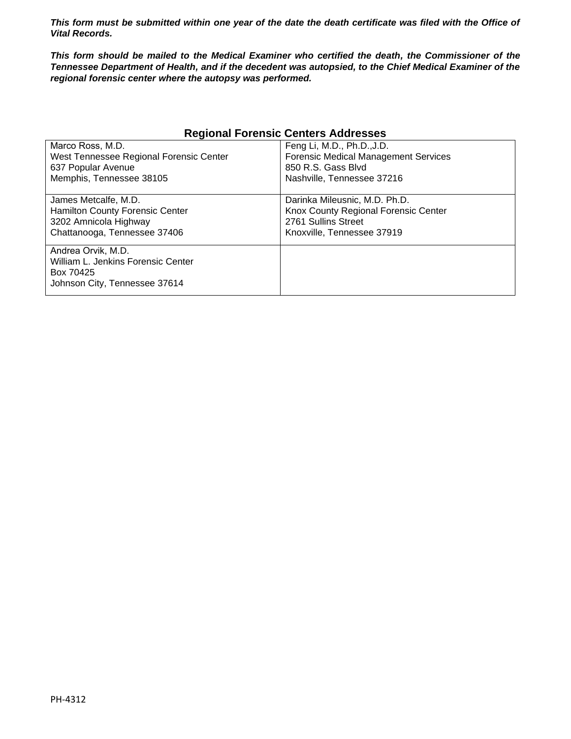***This form must be submitted within one year of the date the death certificate was filed with the Office of Vital Records.***

***This form should be mailed to the Medical Examiner who certified the death, the Commissioner of the Tennessee Department of Health, and if the decedent was autopsied, to the Chief Medical Examiner of the regional forensic center where the autopsy was performed.***

## Regional Forensic Centers Addresses

| | |
|---|---|
| Marco Ross, M.D.<br>West Tennessee Regional Forensic Center<br>637 Popular Avenue<br>Memphis, Tennessee 38105 | Feng Li, M.D., Ph.D.,J.D.<br>Forensic Medical Management Services<br>850 R.S. Gass Blvd<br>Nashville, Tennessee 37216 |
| James Metcalfe, M.D.<br>Hamilton County Forensic Center<br>3202 Amnicola Highway<br>Chattanooga, Tennessee 37406 | Darinka Mileusnic, M.D. Ph.D.<br>Knox County Regional Forensic Center<br>2761 Sullins Street<br>Knoxville, Tennessee 37919 |
| Andrea Orvik, M.D.<br>William L. Jenkins Forensic Center<br>Box 70425<br>Johnson City, Tennessee 37614 | |

PH-4312